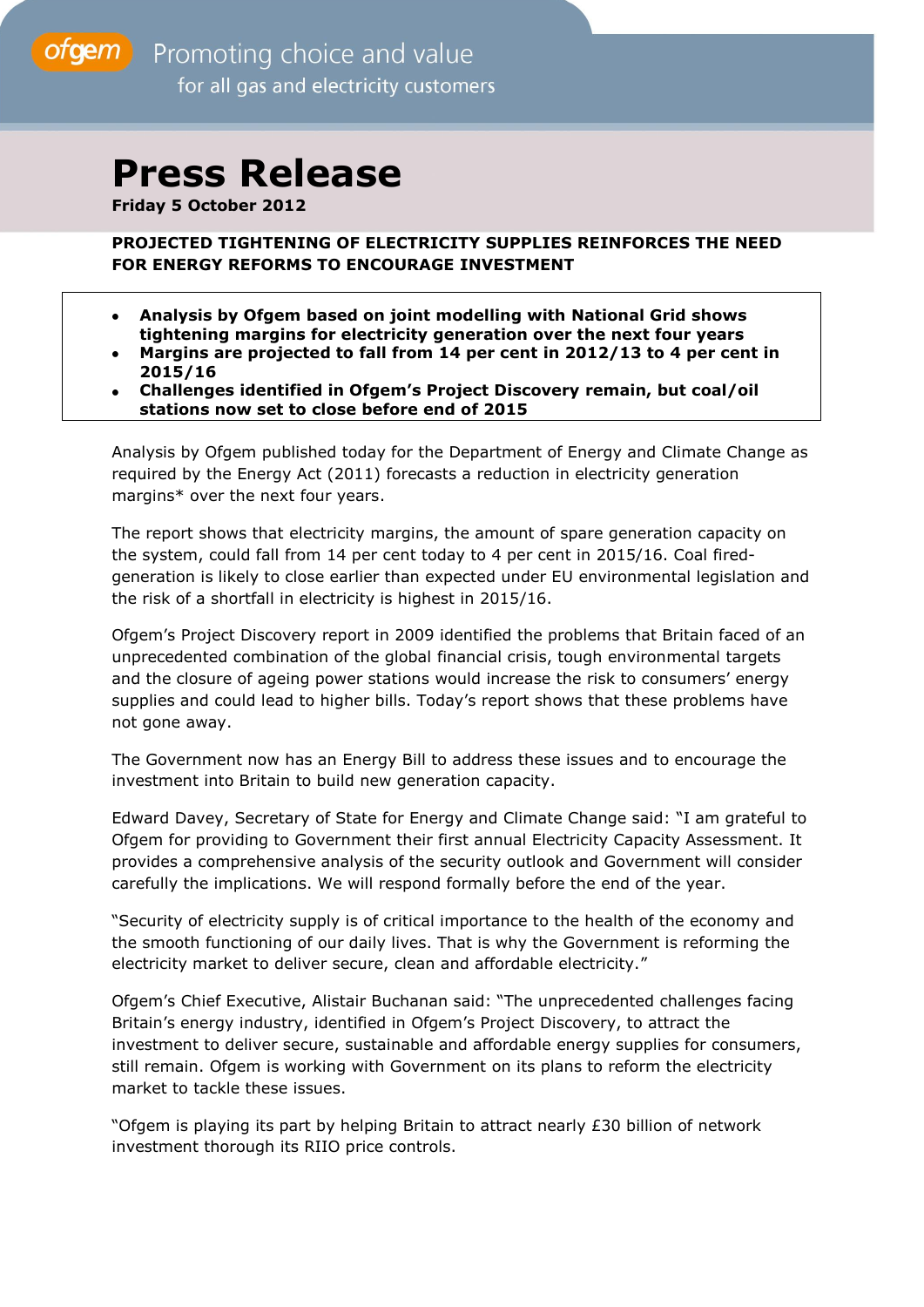ofgem Promoting choice and value
for all gas and electricity customers

# Press Release

**Friday 5 October 2012**

**PROJECTED TIGHTENING OF ELECTRICITY SUPPLIES REINFORCES THE NEED FOR ENERGY REFORMS TO ENCOURAGE INVESTMENT**

- **Analysis by Ofgem based on joint modelling with National Grid shows tightening margins for electricity generation over the next four years**
- **Margins are projected to fall from 14 per cent in 2012/13 to 4 per cent in 2015/16**
- **Challenges identified in Ofgem's Project Discovery remain, but coal/oil stations now set to close before end of 2015**

Analysis by Ofgem published today for the Department of Energy and Climate Change as required by the Energy Act (2011) forecasts a reduction in electricity generation margins* over the next four years.

The report shows that electricity margins, the amount of spare generation capacity on the system, could fall from 14 per cent today to 4 per cent in 2015/16. Coal fired-generation is likely to close earlier than expected under EU environmental legislation and the risk of a shortfall in electricity is highest in 2015/16.

Ofgem's Project Discovery report in 2009 identified the problems that Britain faced of an unprecedented combination of the global financial crisis, tough environmental targets and the closure of ageing power stations would increase the risk to consumers' energy supplies and could lead to higher bills. Today's report shows that these problems have not gone away.

The Government now has an Energy Bill to address these issues and to encourage the investment into Britain to build new generation capacity.

Edward Davey, Secretary of State for Energy and Climate Change said: "I am grateful to Ofgem for providing to Government their first annual Electricity Capacity Assessment. It provides a comprehensive analysis of the security outlook and Government will consider carefully the implications. We will respond formally before the end of the year.

"Security of electricity supply is of critical importance to the health of the economy and the smooth functioning of our daily lives. That is why the Government is reforming the electricity market to deliver secure, clean and affordable electricity."

Ofgem's Chief Executive, Alistair Buchanan said: "The unprecedented challenges facing Britain's energy industry, identified in Ofgem's Project Discovery, to attract the investment to deliver secure, sustainable and affordable energy supplies for consumers, still remain. Ofgem is working with Government on its plans to reform the electricity market to tackle these issues.

"Ofgem is playing its part by helping Britain to attract nearly £30 billion of network investment thorough its RIIO price controls.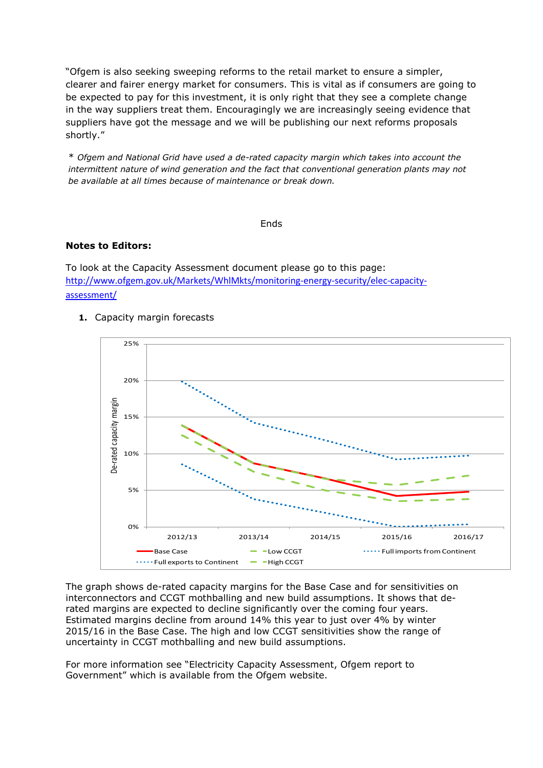"Ofgem is also seeking sweeping reforms to the retail market to ensure a simpler, clearer and fairer energy market for consumers. This is vital as if consumers are going to be expected to pay for this investment, it is only right that they see a complete change in the way suppliers treat them. Encouragingly we are increasingly seeing evidence that suppliers have got the message and we will be publishing our next reforms proposals shortly."

*\* Ofgem and National Grid have used a de-rated capacity margin which takes into account the intermittent nature of wind generation and the fact that conventional generation plants may not be available at all times because of maintenance or break down.*

Ends

**Notes to Editors:**

To look at the Capacity Assessment document please go to this page: [http://www.ofgem.gov.uk/Markets/WhlMkts/monitoring-energy-security/elec-capacity-assessment/](http://www.ofgem.gov.uk/Markets/WhlMkts/monitoring-energy-security/elec-capacity-assessment/)

1. Capacity margin forecasts

De-rated capacity margin

25%
20%
15%
10%
5%
0%

2012/13
2013/14
2014/15
2015/16
2016/17

Base Case
Low CCGT
Full imports from Continent
Full exports to Continent
High CCGT

The graph shows de-rated capacity margins for the Base Case and for sensitivities on interconnectors and CCGT mothballing and new build assumptions. It shows that de-rated margins are expected to decline significantly over the coming four years. Estimated margins decline from around 14% this year to just over 4% by winter 2015/16 in the Base Case. The high and low CCGT sensitivities show the range of uncertainty in CCGT mothballing and new build assumptions.

For more information see "Electricity Capacity Assessment, Ofgem report to Government" which is available from the Ofgem website.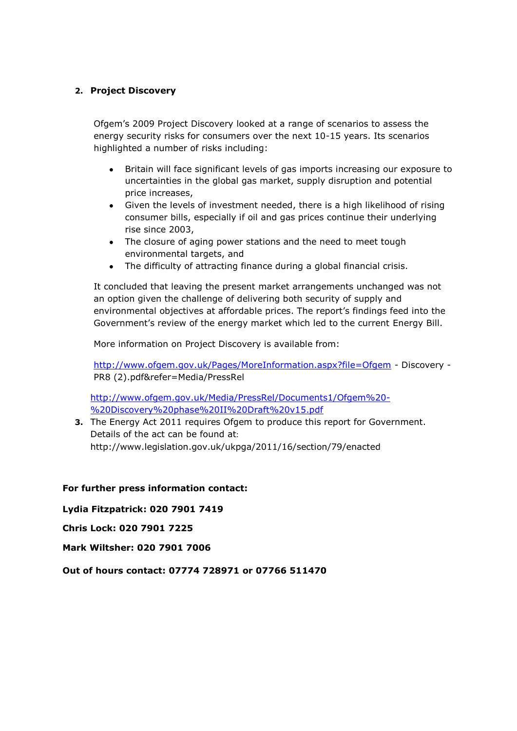2. **Project Discovery**

   Ofgem's 2009 Project Discovery looked at a range of scenarios to assess the energy security risks for consumers over the next 10-15 years. Its scenarios highlighted a number of risks including:

   - Britain will face significant levels of gas imports increasing our exposure to uncertainties in the global gas market, supply disruption and potential price increases,
   - Given the levels of investment needed, there is a high likelihood of rising consumer bills, especially if oil and gas prices continue their underlying rise since 2003,
   - The closure of aging power stations and the need to meet tough environmental targets, and
   - The difficulty of attracting finance during a global financial crisis.

   It concluded that leaving the present market arrangements unchanged was not an option given the challenge of delivering both security of supply and environmental objectives at affordable prices. The report's findings feed into the Government's review of the energy market which led to the current Energy Bill.

   More information on Project Discovery is available from:

   http://www.ofgem.gov.uk/Pages/MoreInformation.aspx?file=Ofgem - Discovery - PR8 (2).pdf&refer=Media/PressRel

   http://www.ofgem.gov.uk/Media/PressRel/Documents1/Ofgem%20-%20Discovery%20phase%20II%20Draft%20v15.pdf

3. The Energy Act 2011 requires Ofgem to produce this report for Government. Details of the act can be found at: http://www.legislation.gov.uk/ukpga/2011/16/section/79/enacted

**For further press information contact:**

**Lydia Fitzpatrick: 020 7901 7419**

**Chris Lock: 020 7901 7225**

**Mark Wiltsher: 020 7901 7006**

**Out of hours contact: 07774 728971 or 07766 511470**